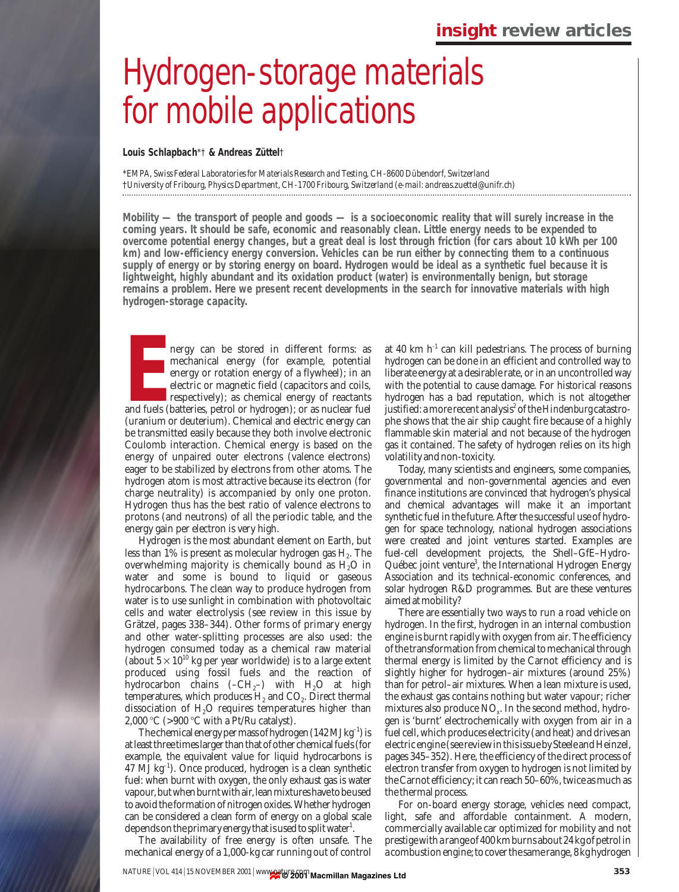# Hydrogen-storage materials for mobile applications

**Louis Schlapbach*† & Andreas Züttel†**

*EMPA, Swiss Federal Laboratories for Materials Research and Testing, CH-8600 Dübendorf, Switzerland
†University of Fribourg, Physics Department, CH-1700 Fribourg, Switzerland (e-mail: andreas.zuettel@unifr.ch)

**Mobility — the transport of people and goods — is a socioeconomic reality that will surely increase in the coming years. It should be safe, economic and reasonably clean. Little energy needs to be expended to overcome potential energy changes, but a great deal is lost through friction (for cars about 10 kWh per 100 km) and low-efficiency energy conversion. Vehicles can be run either by connecting them to a continuous supply of energy or by storing energy on board. Hydrogen would be ideal as a synthetic fuel because it is lightweight, highly abundant and its oxidation product (water) is environmentally benign, but storage remains a problem. Here we present recent developments in the search for innovative materials with high hydrogen-storage capacity.**

Energy can be stored in different forms: as mechanical energy (for example, potential energy or rotation energy of a flywheel); in an electric or magnetic field (capacitors and coils, respectively); as chemical energy of reactants and fuels (batteries, petrol or hydrogen); or as nuclear fuel (uranium or deuterium). Chemical and electric energy can be transmitted easily because they both involve electronic Coulomb interaction. Chemical energy is based on the energy of unpaired outer electrons (valence electrons) eager to be stabilized by electrons from other atoms. The hydrogen atom is most attractive because its electron (for charge neutrality) is accompanied by only one proton. Hydrogen thus has the best ratio of valence electrons to protons (and neutrons) of all the periodic table, and the energy gain per electron is very high.

Hydrogen is the most abundant element on Earth, but less than 1% is present as molecular hydrogen gas $H_2$. The overwhelming majority is chemically bound as $H_2O$ in water and some is bound to liquid or gaseous hydrocarbons. The clean way to produce hydrogen from water is to use sunlight in combination with photovoltaic cells and water electrolysis (see review in this issue by Grätzel, pages 338–344). Other forms of primary energy and other water-splitting processes are also used: the hydrogen consumed today as a chemical raw material (about $5 \times 10^{10}$ kg per year worldwide) is to a large extent produced using fossil fuels and the reaction of hydrocarbon chains ($-CH_2-$) with $H_2O$ at high temperatures, which produces $H_2$ and $CO_2$. Direct thermal dissociation of $H_2O$ requires temperatures higher than 2,000 °C (>900 °C with a Pt/Ru catalyst).

The chemical energy per mass of hydrogen (142 MJ kg$^{-1}$) is at least three times larger than that of other chemical fuels (for example, the equivalent value for liquid hydrocarbons is 47 MJ kg$^{-1}$). Once produced, hydrogen is a clean synthetic fuel: when burnt with oxygen, the only exhaust gas is water vapour, but when burnt with air, lean mixtures have to be used to avoid the formation of nitrogen oxides. Whether hydrogen can be considered a clean form of energy on a global scale depends on the primary energy that is used to split water[1].

The availability of free energy is often unsafe. The mechanical energy of a 1,000-kg car running out of control at 40 km h$^{-1}$ can kill pedestrians. The process of burning hydrogen can be done in an efficient and controlled way to liberate energy at a desirable rate, or in an uncontrolled way with the potential to cause damage. For historical reasons hydrogen has a bad reputation, which is not altogether justified: a more recent analysis[2] of the *Hindenburg* catastrophe shows that the air ship caught fire because of a highly flammable skin material and not because of the hydrogen gas it contained. The safety of hydrogen relies on its high volatility and non-toxicity.

Today, many scientists and engineers, some companies, governmental and non-governmental agencies and even finance institutions are convinced that hydrogen's physical and chemical advantages will make it an important synthetic fuel in the future. After the successful use of hydrogen for space technology, national hydrogen associations were created and joint ventures started. Examples are fuel-cell development projects, the Shell–GfE–Hydro-Québec joint venture[3], the International Hydrogen Energy Association and its technical-economic conferences, and solar hydrogen R&D programmes. But are these ventures aimed at mobility?

There are essentially two ways to run a road vehicle on hydrogen. In the first, hydrogen in an internal combustion engine is burnt rapidly with oxygen from air. The efficiency of the transformation from chemical to mechanical through thermal energy is limited by the Carnot efficiency and is slightly higher for hydrogen–air mixtures (around 25%) than for petrol–air mixtures. When a lean mixture is used, the exhaust gas contains nothing but water vapour; richer mixtures also produce $NO_x$. In the second method, hydrogen is 'burnt' electrochemically with oxygen from air in a fuel cell, which produces electricity (and heat) and drives an electric engine (see review in this issue by Steele and Heinzel, pages 345–352). Here, the efficiency of the direct process of electron transfer from oxygen to hydrogen is not limited by the Carnot efficiency; it can reach 50–60%, twice as much as the thermal process.

For on-board energy storage, vehicles need compact, light, safe and affordable containment. A modern, commercially available car optimized for mobility and not prestige with a range of 400 km burns about 24 kg of petrol in a combustion engine; to cover the same range, 8 kg hydrogen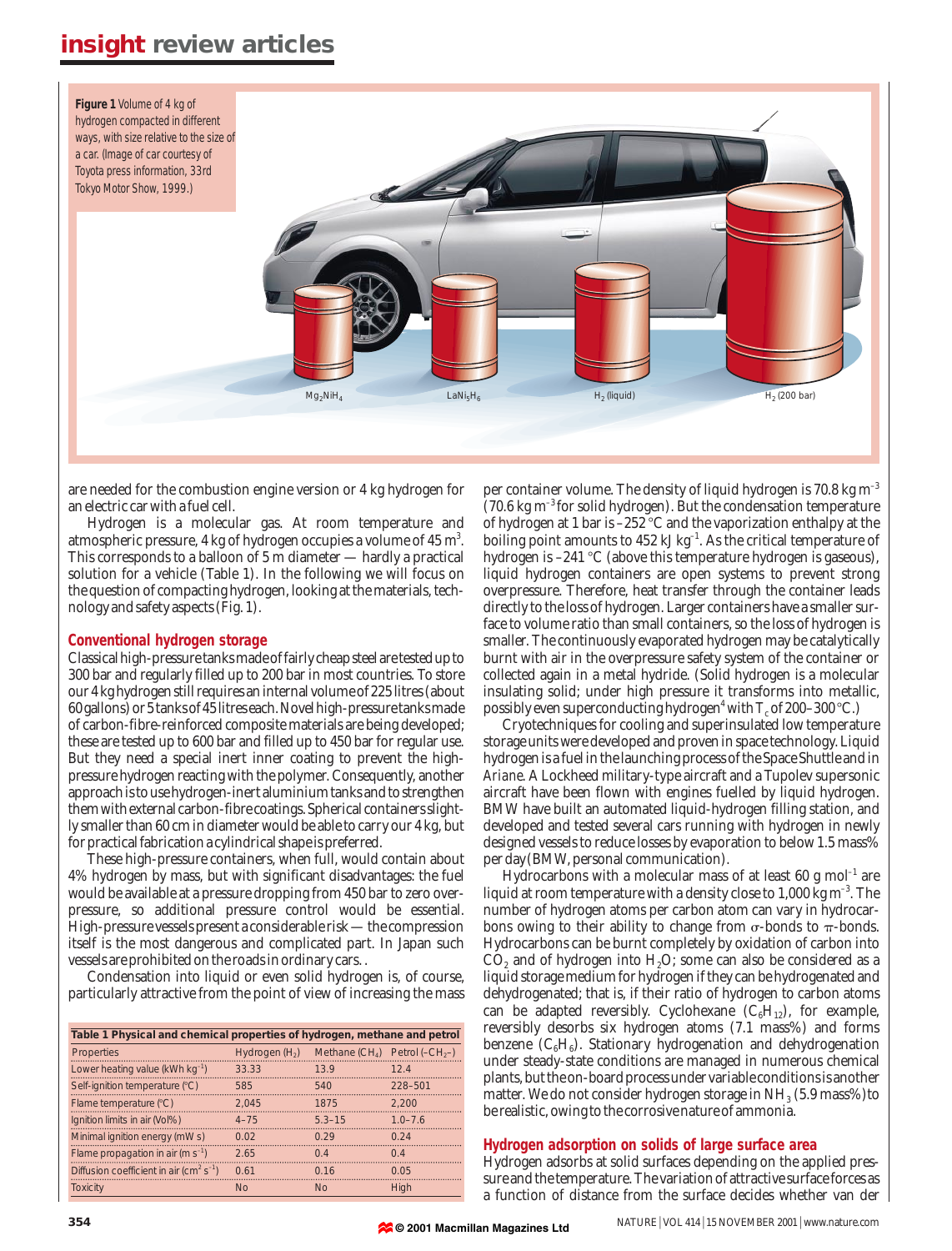**Figure 1** Volume of 4 kg of hydrogen compacted in different ways, with size relative to the size of a car. (Image of car courtesy of Toyota press information, 33rd Tokyo Motor Show, 1999.)

$Mg_2NiH_4$ $LaNi_5H_6$ $H_2$ (liquid) $H_2$ (200 bar)

are needed for the combustion engine version or 4 kg hydrogen for an electric car with a fuel cell.

Hydrogen is a molecular gas. At room temperature and atmospheric pressure, 4 kg of hydrogen occupies a volume of 45 $m^3$. This corresponds to a balloon of 5 m diameter — hardly a practical solution for a vehicle (Table 1). In the following we will focus on the question of compacting hydrogen, looking at the materials, technology and safety aspects (Fig. 1).

## Conventional hydrogen storage

Classical high-pressure tanks made of fairly cheap steel are tested up to 300 bar and regularly filled up to 200 bar in most countries. To store our 4 kg hydrogen still requires an internal volume of 225 litres (about 60 gallons) or 5 tanks of 45 litres each. Novel high-pressure tanks made of carbon-fibre-reinforced composite materials are being developed; these are tested up to 600 bar and filled up to 450 bar for regular use. But they need a special inert inner coating to prevent the high-pressure hydrogen reacting with the polymer. Consequently, another approach is to use hydrogen-inert aluminium tanks and to strengthen them with external carbon-fibre coatings. Spherical containers slightly smaller than 60 cm in diameter would be able to carry our 4 kg, but for practical fabrication a cylindrical shape is preferred.

These high-pressure containers, when full, would contain about 4% hydrogen by mass, but with significant disadvantages: the fuel would be available at a pressure dropping from 450 bar to zero overpressure, so additional pressure control would be essential. High-pressure vessels present a considerable risk — the compression itself is the most dangerous and complicated part. In Japan such vessels are prohibited on the roads in ordinary cars. .

Condensation into liquid or even solid hydrogen is, of course, particularly attractive from the point of view of increasing the mass per container volume. The density of liquid hydrogen is 70.8 kg $m^{-3}$ (70.6 kg $m^{-3}$ for solid hydrogen). But the condensation temperature of hydrogen at 1 bar is –252 °C and the vaporization enthalpy at the boiling point amounts to 452 kJ $kg^{-1}$. As the critical temperature of hydrogen is –241 °C (above this temperature hydrogen is gaseous), liquid hydrogen containers are open systems to prevent strong overpressure. Therefore, heat transfer through the container leads directly to the loss of hydrogen. Larger containers have a smaller surface to volume ratio than small containers, so the loss of hydrogen is smaller. The continuously evaporated hydrogen may be catalytically burnt with air in the overpressure safety system of the container or collected again in a metal hydride. (Solid hydrogen is a molecular insulating solid; under high pressure it transforms into metallic, possibly even superconducting hydrogen[4] with $T_c$ of 200–300 °C.)

Cryotechniques for cooling and superinsulated low temperature storage units were developed and proven in space technology. Liquid hydrogen is a fuel in the launching process of the Space Shuttle and in *Ariane*. A Lockheed military-type aircraft and a Tupolev supersonic aircraft have been flown with engines fuelled by liquid hydrogen. BMW have built an automated liquid-hydrogen filling station, and developed and tested several cars running with hydrogen in newly designed vessels to reduce losses by evaporation to below 1.5 mass% per day (BMW, personal communication).

Hydrocarbons with a molecular mass of at least 60 g $mol^{-1}$ are liquid at room temperature with a density close to 1,000 kg $m^{-3}$. The number of hydrogen atoms per carbon atom can vary in hydrocarbons owing to their ability to change from $\sigma$-bonds to $\pi$-bonds. Hydrocarbons can be burnt completely by oxidation of carbon into $CO_2$ and of hydrogen into $H_2O$; some can also be considered as a liquid storage medium for hydrogen if they can be hydrogenated and dehydrogenated; that is, if their ratio of hydrogen to carbon atoms can be adapted reversibly. Cyclohexane ($C_6H_{12}$), for example, reversibly desorbs six hydrogen atoms (7.1 mass%) and forms benzene ($C_6H_6$). Stationary hydrogenation and dehydrogenation under steady-state conditions are managed in numerous chemical plants, but the on-board process under variable conditions is another matter. We do not consider hydrogen storage in $NH_3$ (5.9 mass%) to be realistic, owing to the corrosive nature of ammonia.

**Table 1 Physical and chemical properties of hydrogen, methane and petrol**

| Properties | Hydrogen ($H_2$) | Methane ($CH_4$) | Petrol (–$CH_2$–) |
|---|---|---|---|
| Lower heating value (kWh $kg^{-1}$) | 33.33 | 13.9 | 12.4 |
| Self-ignition temperature (°C) | 585 | 540 | 228–501 |
| Flame temperature (°C) | 2,045 | 1875 | 2,200 |
| Ignition limits in air (Vol%) | 4–75 | 5.3–15 | 1.0–7.6 |
| Minimal ignition energy (mW s) | 0.02 | 0.29 | 0.24 |
| Flame propagation in air (m $s^{-1}$) | 2.65 | 0.4 | 0.4 |
| Diffusion coefficient in air ($cm^2$ $s^{-1}$) | 0.61 | 0.16 | 0.05 |
| Toxicity | No | No | High |

## Hydrogen adsorption on solids of large surface area

Hydrogen adsorbs at solid surfaces depending on the applied pressure and the temperature. The variation of attractive surface forces as a function of distance from the surface decides whether van der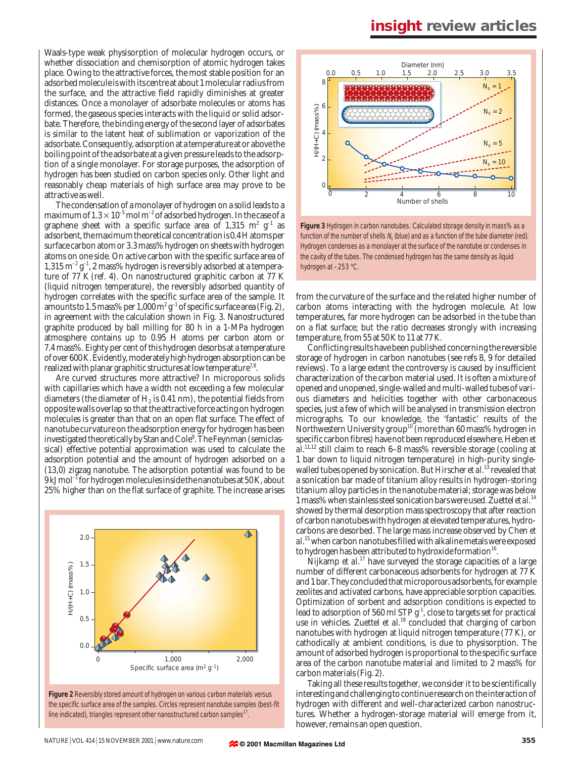Waals-type weak physisorption of molecular hydrogen occurs, or whether dissociation and chemisorption of atomic hydrogen takes place. Owing to the attractive forces, the most stable position for an adsorbed molecule is with its centre at about 1 molecular radius from the surface, and the attractive field rapidly diminishes at greater distances. Once a monolayer of adsorbate molecules or atoms has formed, the gaseous species interacts with the liquid or solid adsorbate. Therefore, the binding energy of the second layer of adsorbates is similar to the latent heat of sublimation or vaporization of the adsorbate. Consequently, adsorption at a temperature at or above the boiling point of the adsorbate at a given pressure leads to the adsorption of a single monolayer. For storage purposes, the adsorption of hydrogen has been studied on carbon species only. Other light and reasonably cheap materials of high surface area may prove to be attractive as well.

The condensation of a monolayer of hydrogen on a solid leads to a maximum of $1.3 \times 10^{-5}$ mol $m^{-2}$ of adsorbed hydrogen. In the case of a graphene sheet with a specific surface area of 1,315 $m^2$ $g^{-1}$ as adsorbent, the maximum theoretical concentration is 0.4 H atoms per surface carbon atom or 3.3 mass% hydrogen on sheets with hydrogen atoms on one side. On active carbon with the specific surface area of 1,315 $m^{-2}$ $g^{-1}$, 2 mass% hydrogen is reversibly adsorbed at a temperature of 77 K (ref. 4). On nanostructured graphitic carbon at 77 K (liquid nitrogen temperature), the reversibly adsorbed quantity of hydrogen correlates with the specific surface area of the sample. It amounts to 1.5 mass% per 1,000 $m^2$ $g^{-1}$ of specific surface area (Fig. 2), in agreement with the calculation shown in Fig. 3. Nanostructured graphite produced by ball milling for 80 h in a 1-MPa hydrogen atmosphere contains up to 0.95 H atoms per carbon atom or 7.4 mass%. Eighty per cent of this hydrogen desorbs at a temperature of over 600 K. Evidently, moderately high hydrogen absorption can be realized with planar graphitic structures at low temperature[7,8].

Are curved structures more attractive? In microporous solids with capillaries which have a width not exceeding a few molecular diameters (the diameter of $H_2$ is 0.41 nm), the potential fields from opposite walls overlap so that the attractive force acting on hydrogen molecules is greater than that on an open flat surface. The effect of nanotube curvature on the adsorption energy for hydrogen has been investigated theoretically by Stan and Cole[9]. The Feynman (semiclassical) effective potential approximation was used to calculate the adsorption potential and the amount of hydrogen adsorbed on a (13,0) zigzag nanotube. The adsorption potential was found to be 9 kJ $mol^{-1}$ for hydrogen molecules inside the nanotubes at 50 K, about 25% higher than on the flat surface of graphite. The increase arises from the curvature of the surface and the related higher number of carbon atoms interacting with the hydrogen molecule. At low temperatures, far more hydrogen can be adsorbed in the tube than on a flat surface; but the ratio decreases strongly with increasing temperature, from 55 at 50 K to 11 at 77 K.

**Figure 2** Reversibly stored amount of hydrogen on various carbon materials versus the specific surface area of the samples. Circles represent nanotube samples (best-fit line indicated), triangles represent other nanostructured carbon samples[17].

**Figure 3** Hydrogen in carbon nanotubes. Calculated storage density in mass% as a function of the number of shells $N_s$ (blue) and as a function of the tube diameter (red). Hydrogen condenses as a monolayer at the surface of the nanotube or condenses in the cavity of the tubes. The condensed hydrogen has the same density as liquid hydrogen at –253 °C.

Conflicting results have been published concerning the reversible storage of hydrogen in carbon nanotubes (see refs 8, 9 for detailed reviews). To a large extent the controversy is caused by insufficient characterization of the carbon material used. It is often a mixture of opened and unopened, single-walled and multi-walled tubes of various diameters and helicities together with other carbonaceous species, just a few of which will be analysed in transmission electron micrographs. To our knowledge, the 'fantastic' results of the Northwestern University group[10] (more than 60 mass% hydrogen in specific carbon fibres) have not been reproduced elsewhere. Heben *et al.*[11,12] still claim to reach 6–8 mass% reversible storage (cooling at 1 bar down to liquid nitrogen temperature) in high-purity single-walled tubes opened by sonication. But Hirscher *et al.*[13] revealed that a sonication bar made of titanium alloy results in hydrogen-storing titanium alloy particles in the nanotube material; storage was below 1 mass% when stainless steel sonication bars were used. Zuettel *et al.*[14] showed by thermal desorption mass spectroscopy that after reaction of carbon nanotubes with hydrogen at elevated temperatures, hydrocarbons are desorbed. The large mass increase observed by Chen *et al.*[15] when carbon nanotubes filled with alkaline metals were exposed to hydrogen has been attributed to hydroxide formation[16].

Nijkamp *et al.*[17] have surveyed the storage capacities of a large number of different carbonaceous adsorbents for hydrogen at 77 K and 1 bar. They concluded that microporous adsorbents, for example zeolites and activated carbons, have appreciable sorption capacities. Optimization of sorbent and adsorption conditions is expected to lead to adsorption of 560 ml STP $g^{-1}$, close to targets set for practical use in vehicles. Zuettel *et al.*[18] concluded that charging of carbon nanotubes with hydrogen at liquid nitrogen temperature (77 K), or cathodically at ambient conditions, is due to physisorption. The amount of adsorbed hydrogen is proportional to the specific surface area of the carbon nanotube material and limited to 2 mass% for carbon materials (Fig. 2).

Taking all these results together, we consider it to be scientifically interesting and challenging to continue research on the interaction of hydrogen with different and well-characterized carbon nanostructures. Whether a hydrogen-storage material will emerge from it, however, remains an open question.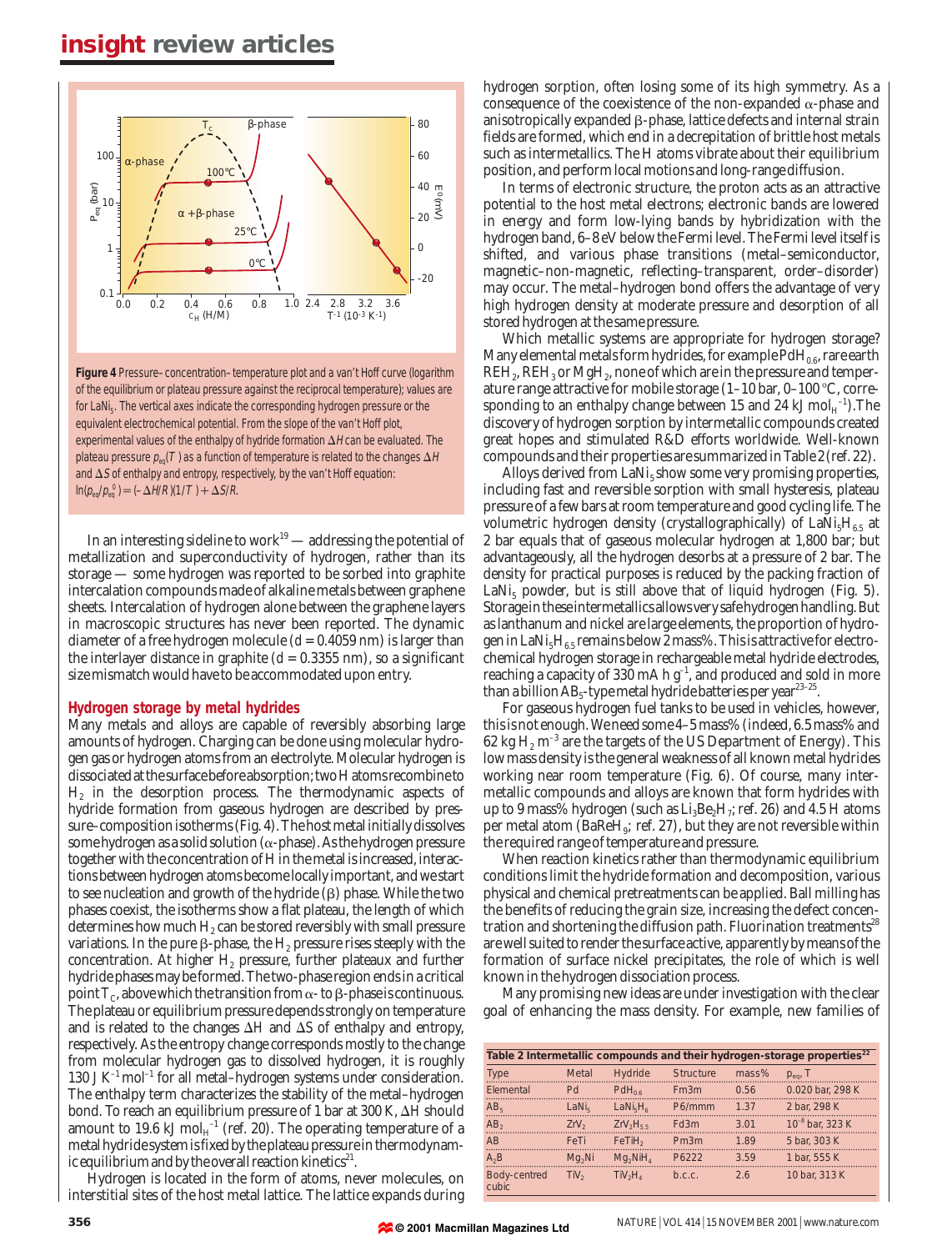**Figure 4** Pressure–concentration–temperature plot and a van't Hoff curve (logarithm of the equilibrium or plateau pressure against the reciprocal temperature); values are for $LaNi_5$. The vertical axes indicate the corresponding hydrogen pressure or the equivalent electrochemical potential. From the slope of the van't Hoff plot, experimental values of the enthalpy of hydride formation $\Delta H$ can be evaluated. The plateau pressure $p_{eq}(T)$ as a function of temperature is related to the changes $\Delta H$ and $\Delta S$ of enthalpy and entropy, respectively, by the van't Hoff equation: $\ln(p_{eq}/p_{eq}^{0}) = (-\Delta H/R)(1/T) + \Delta S/R$.

In an interesting sideline to work[19] — addressing the potential of metallization and superconductivity of hydrogen, rather than its storage — some hydrogen was reported to be sorbed into graphite intercalation compounds made of alkaline metals between graphene sheets. Intercalation of hydrogen alone between the graphene layers in macroscopic structures has never been reported. The dynamic diameter of a free hydrogen molecule ($d$ = 0.4059 nm) is larger than the interlayer distance in graphite ($d$ = 0.3355 nm), so a significant size mismatch would have to be accommodated upon entry.

## Hydrogen storage by metal hydrides

Many metals and alloys are capable of reversibly absorbing large amounts of hydrogen. Charging can be done using molecular hydrogen gas or hydrogen atoms from an electrolyte. Molecular hydrogen is dissociated at the surface before absorption; two H atoms recombine to $H_2$ in the desorption process. The thermodynamic aspects of hydride formation from gaseous hydrogen are described by pressure–composition isotherms (Fig. 4). The host metal initially dissolves some hydrogen as a solid solution ($\alpha$-phase). As the hydrogen pressure together with the concentration of H in the metal is increased, interactions between hydrogen atoms become locally important, and we start to see nucleation and growth of the hydride ($\beta$) phase. While the two phases coexist, the isotherms show a flat plateau, the length of which determines how much $H_2$ can be stored reversibly with small pressure variations. In the pure $\beta$-phase, the $H_2$ pressure rises steeply with the concentration. At higher $H_2$ pressure, further plateaux and further hydride phases may be formed. The two-phase region ends in a critical point $T_C$, above which the transition from $\alpha$- to $\beta$-phase is continuous. The plateau or equilibrium pressure depends strongly on temperature and is related to the changes $\Delta H$ and $\Delta S$ of enthalpy and entropy, respectively. As the entropy change corresponds mostly to the change from molecular hydrogen gas to dissolved hydrogen, it is roughly 130 J $K^{-1}$ $mol^{-1}$ for all metal–hydrogen systems under consideration. The enthalpy term characterizes the stability of the metal–hydrogen bond. To reach an equilibrium pressure of 1 bar at 300 K, $\Delta H$ should amount to 19.6 kJ $mol_H^{-1}$ (ref. 20). The operating temperature of a metal hydride system is fixed by the plateau pressure in thermodynamic equilibrium and by the overall reaction kinetics[21].

Hydrogen is located in the form of atoms, never molecules, on interstitial sites of the host metal lattice. The lattice expands during hydrogen sorption, often losing some of its high symmetry. As a consequence of the coexistence of the non-expanded $\alpha$-phase and anisotropically expanded $\beta$-phase, lattice defects and internal strain fields are formed, which end in a decrepitation of brittle host metals such as intermetallics. The H atoms vibrate about their equilibrium position, and perform local motions and long-range diffusion.

In terms of electronic structure, the proton acts as an attractive potential to the host metal electrons; electronic bands are lowered in energy and form low-lying bands by hybridization with the hydrogen band, 6–8 eV below the Fermi level. The Fermi level itself is shifted, and various phase transitions (metal–semiconductor, magnetic–non-magnetic, reflecting–transparent, order–disorder) may occur. The metal–hydrogen bond offers the advantage of very high hydrogen density at moderate pressure and desorption of all stored hydrogen at the same pressure.

Which metallic systems are appropriate for hydrogen storage? Many elemental metals form hydrides, for example $PdH_{0.6}$, rare earth $REH_2$, $REH_3$ or $MgH_2$, none of which are in the pressure and temperature range attractive for mobile storage (1–10 bar, 0–100 °C, corresponding to an enthalpy change between 15 and 24 kJ $mol_H^{-1}$). The discovery of hydrogen sorption by intermetallic compounds created great hopes and stimulated R&D efforts worldwide. Well-known compounds and their properties are summarized in Table 2 (ref. 22).

Alloys derived from $LaNi_5$ show some very promising properties, including fast and reversible sorption with small hysteresis, plateau pressure of a few bars at room temperature and good cycling life. The volumetric hydrogen density (crystallographically) of $LaNi_5H_{6.5}$ at 2 bar equals that of gaseous molecular hydrogen at 1,800 bar; but advantageously, all the hydrogen desorbs at a pressure of 2 bar. The density for practical purposes is reduced by the packing fraction of $LaNi_5$ powder, but is still above that of liquid hydrogen (Fig. 5). Storage in these intermetallics allows very safe hydrogen handling. But as lanthanum and nickel are large elements, the proportion of hydrogen in $LaNi_5H_{6.5}$ remains below 2 mass%. This is attractive for electrochemical hydrogen storage in rechargeable metal hydride electrodes, reaching a capacity of 330 mA h $g^{-1}$, and produced and sold in more than a billion $AB_5$-type metal hydride batteries per year[23–25].

For gaseous hydrogen fuel tanks to be used in vehicles, however, this is not enough. We need some 4–5 mass% (indeed, 6.5 mass% and 62 kg $H_2$ $m^{-3}$ are the targets of the US Department of Energy). This low mass density is the general weakness of all known metal hydrides working near room temperature (Fig. 6). Of course, many intermetallic compounds and alloys are known that form hydrides with up to 9 mass% hydrogen (such as $Li_3Be_2H_7$; ref. 26) and 4.5 H atoms per metal atom ($BaReH_9$; ref. 27), but they are not reversible within the required range of temperature and pressure.

When reaction kinetics rather than thermodynamic equilibrium conditions limit the hydride formation and decomposition, various physical and chemical pretreatments can be applied. Ball milling has the benefits of reducing the grain size, increasing the defect concentration and shortening the diffusion path. Fluorination treatments[28] are well suited to render the surface active, apparently by means of the formation of surface nickel precipitates, the role of which is well known in the hydrogen dissociation process.

Many promising new ideas are under investigation with the clear goal of enhancing the mass density. For example, new families of

**Table 2 Intermetallic compounds and their hydrogen-storage properties**[22]

| Type | Metal | Hydride | Structure | mass% | $p_{eq}$, T |
|---|---|---|---|---|---|
| Elemental | Pd | $PdH_{0.6}$ | Fm3m | 0.56 | 0.020 bar, 298 K |
| $AB_5$ | $LaNi_5$ | $LaNi_5H_6$ | P6/mmm | 1.37 | 2 bar, 298 K |
| $AB_2$ | $ZrV_2$ | $ZrV_2H_{5.5}$ | Fd3m | 3.01 | $10^{-8}$ bar, 323 K |
| AB | FeTi | $FeTiH_2$ | Pm3m | 1.89 | 5 bar, 303 K |
| $A_2B$ | $Mg_2Ni$ | $Mg_2NiH_4$ | P6222 | 3.59 | 1 bar, 555 K |
| Body-centred cubic | $TiV_2$ | $TiV_2H_4$ | b.c.c. | 2.6 | 10 bar, 313 K |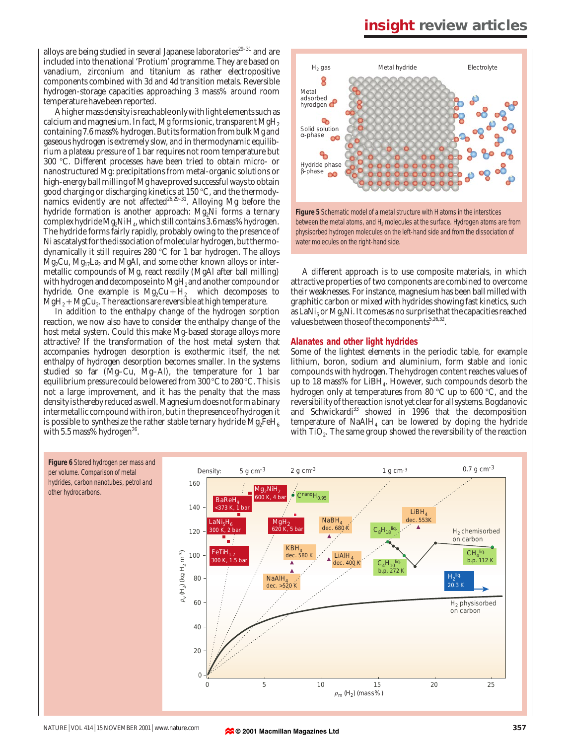alloys are being studied in several Japanese laboratories[29–31] and are included into the national 'Protium' programme. They are based on vanadium, zirconium and titanium as rather electropositive components combined with 3d and 4d transition metals. Reversible hydrogen-storage capacities approaching 3 mass% around room temperature have been reported.

A higher mass density is reachable only with light elements such as calcium and magnesium. In fact, Mg forms ionic, transparent $MgH_2$ containing 7.6 mass% hydrogen. But its formation from bulk Mg and gaseous hydrogen is extremely slow, and in thermodynamic equilibrium a plateau pressure of 1 bar requires not room temperature but 300 °C. Different processes have been tried to obtain micro- or nanostructured Mg: precipitations from metal-organic solutions or high-energy ball milling of Mg have proved successful ways to obtain good charging or discharging kinetics at 150 °C, and the thermodynamics evidently are not affected[26,29–31]. Alloying Mg before the hydride formation is another approach: $Mg_2Ni$ forms a ternary complex hydride $Mg_2NiH_4$, which still contains 3.6 mass% hydrogen. The hydride forms fairly rapidly, probably owing to the presence of Ni as catalyst for the dissociation of molecular hydrogen, but thermodynamically it still requires 280 °C for 1 bar hydrogen. The alloys $Mg_2Cu$, $Mg_{17}La_2$ and MgAl, and some other known alloys or intermetallic compounds of Mg, react readily (MgAl after ball milling) with hydrogen and decompose into $MgH_2$ and another compound or hydride. One example is $Mg_2Cu + H_2$ which decomposes to $MgH_2 + MgCu_2$. The reactions are reversible at high temperature.

In addition to the enthalpy change of the hydrogen sorption reaction, we now also have to consider the enthalpy change of the host metal system. Could this make Mg-based storage alloys more attractive? If the transformation of the host metal system that accompanies hydrogen desorption is exothermic itself, the net enthalpy of hydrogen desorption becomes smaller. In the systems studied so far (Mg–Cu, Mg–Al), the temperature for 1 bar equilibrium pressure could be lowered from 300 °C to 280 °C. This is not a large improvement, and it has the penalty that the mass density is thereby reduced as well. Magnesium does not form a binary intermetallic compound with iron, but in the presence of hydrogen it is possible to synthesize the rather stable ternary hydride $Mg_2FeH_6$ with 5.5 mass% hydrogen[26].

**Figure 5** Schematic model of a metal structure with H atoms in the interstices between the metal atoms, and $H_2$ molecules at the surface. Hydrogen atoms are from physisorbed hydrogen molecules on the left-hand side and from the dissociation of water molecules on the right-hand side.

A different approach is to use composite materials, in which attractive properties of two components are combined to overcome their weaknesses. For instance, magnesium has been ball milled with graphitic carbon or mixed with hydrides showing fast kinetics, such as $LaNi_5$ or $Mg_2Ni$. It comes as no surprise that the capacities reached values between those of the components[5,26,32].

## Alanates and other light hydrides

Some of the lightest elements in the periodic table, for example lithium, boron, sodium and aluminium, form stable and ionic compounds with hydrogen. The hydrogen content reaches values of up to 18 mass% for $LiBH_4$. However, such compounds desorb the hydrogen only at temperatures from 80 °C up to 600 °C, and the reversibility of the reaction is not yet clear for all systems. Bogdanovic and Schwickardi[33] showed in 1996 that the decomposition temperature of $NaAlH_4$ can be lowered by doping the hydride with $TiO_2$. The same group showed the reversibility of the reaction

**Figure 6** Stored hydrogen per mass and per volume. Comparison of metal hydrides, carbon nanotubes, petrol and other hydrocarbons.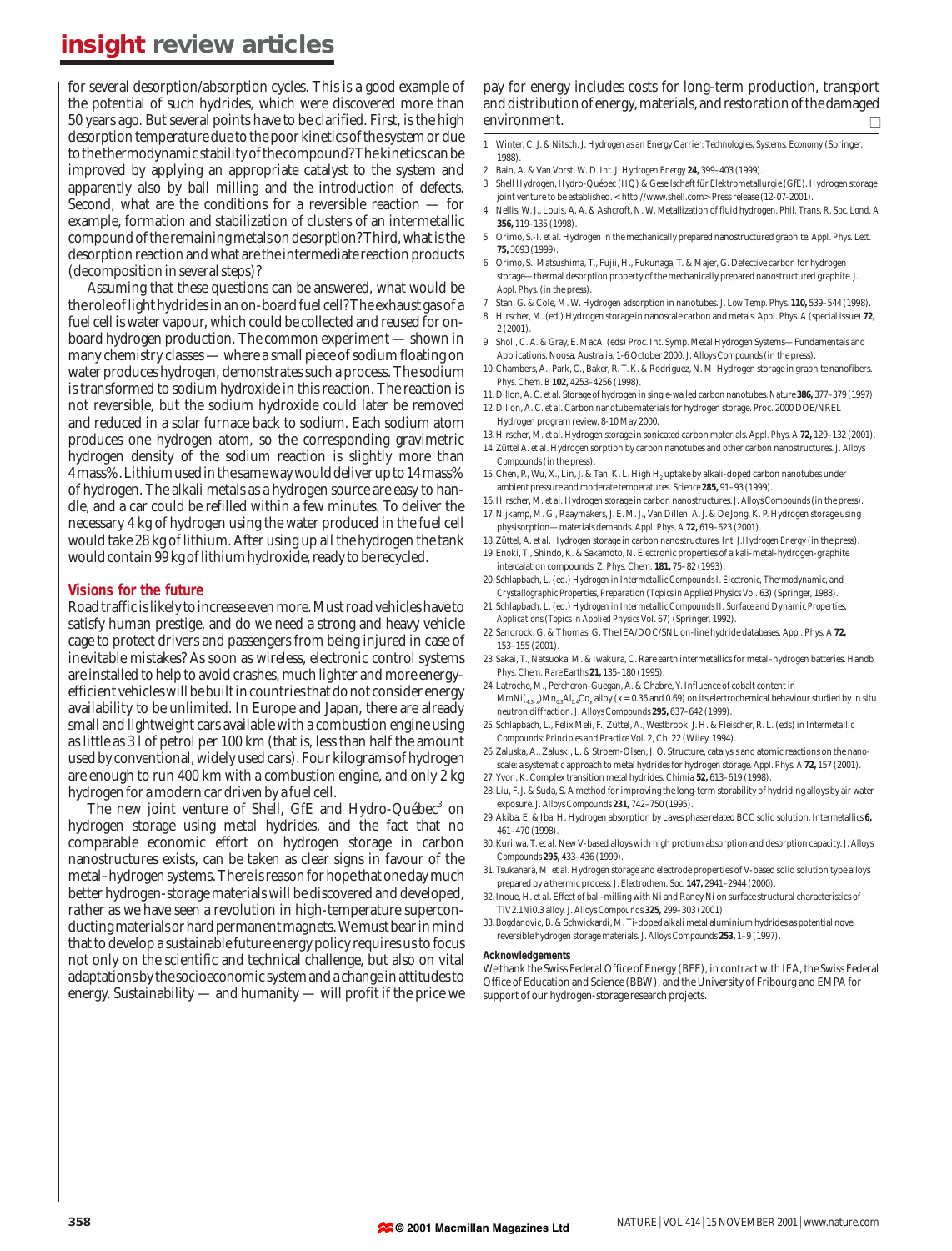for several desorption/absorption cycles. This is a good example of the potential of such hydrides, which were discovered more than 50 years ago. But several points have to be clarified. First, is the high desorption temperature due to the poor kinetics of the system or due to the thermodynamic stability of the compound? The kinetics can be improved by applying an appropriate catalyst to the system and apparently also by ball milling and the introduction of defects. Second, what are the conditions for a reversible reaction — for example, formation and stabilization of clusters of an intermetallic compound of the remaining metals on desorption? Third, what is the desorption reaction and what are the intermediate reaction products (decomposition in several steps)?

Assuming that these questions can be answered, what would be the role of light hydrides in an on-board fuel cell? The exhaust gas of a fuel cell is water vapour, which could be collected and reused for on-board hydrogen production. The common experiment — shown in many chemistry classes — where a small piece of sodium floating on water produces hydrogen, demonstrates such a process. The sodium is transformed to sodium hydroxide in this reaction. The reaction is not reversible, but the sodium hydroxide could later be removed and reduced in a solar furnace back to sodium. Each sodium atom produces one hydrogen atom, so the corresponding gravimetric hydrogen density of the sodium reaction is slightly more than 4 mass%. Lithium used in the same way would deliver up to 14 mass% of hydrogen. The alkali metals as a hydrogen source are easy to handle, and a car could be refilled within a few minutes. To deliver the necessary 4 kg of hydrogen using the water produced in the fuel cell would take 28 kg of lithium. After using up all the hydrogen the tank would contain 99 kg of lithium hydroxide, ready to be recycled.

## Visions for the future

Road traffic is likely to increase even more. Must road vehicles have to satisfy human prestige, and do we need a strong and heavy vehicle cage to protect drivers and passengers from being injured in case of inevitable mistakes? As soon as wireless, electronic control systems are installed to help to avoid crashes, much lighter and more energy-efficient vehicles will be built in countries that do not consider energy availability to be unlimited. In Europe and Japan, there are already small and lightweight cars available with a combustion engine using as little as 3 l of petrol per 100 km (that is, less than half the amount used by conventional, widely used cars). Four kilograms of hydrogen are enough to run 400 km with a combustion engine, and only 2 kg hydrogen for a modern car driven by a fuel cell.

The new joint venture of Shell, GfE and Hydro-Québec[3] on hydrogen storage using metal hydrides, and the fact that no comparable economic effort on hydrogen storage in carbon nanostructures exists, can be taken as clear signs in favour of the metal–hydrogen systems. There is reason for hope that one day much better hydrogen-storage materials will be discovered and developed, rather as we have seen a revolution in high-temperature superconducting materials or hard permanent magnets. We must bear in mind that to develop a sustainable future energy policy requires us to focus not only on the scientific and technical challenge, but also on vital adaptations by the socioeconomic system and a change in attitudes to energy. Sustainability — and humanity — will profit if the price we pay for energy includes costs for long-term production, transport and distribution of energy, materials, and restoration of the damaged environment. □

1. Winter, C. J. & Nitsch, J. *Hydrogen as an Energy Carrier: Technologies, Systems, Economy* (Springer, 1988).
2. Bain, A. & Van Vorst, W. D. *Int. J. Hydrogen Energy* **24,** 399–403 (1999).
3. Shell Hydrogen, Hydro-Québec (HQ) & Gesellschaft für Elektrometallurgie (GfE). Hydrogen storage joint venture to be established. <http://www.shell.com> Press release (12-07-2001).
4. Nellis, W. J., Louis, A. A. & Ashcroft, N. W. Metallization of fluid hydrogen. *Phil. Trans. R. Soc. Lond. A* **356,** 119–135 (1998).
5. Orimo, S.-I. *et al.* Hydrogen in the mechanically prepared nanostructured graphite. *Appl. Phys. Lett.* **75,** 3093 (1999).
6. Orimo, S., Matsushima, T., Fujii, H., Fukunaga, T. & Majer, G. Defective carbon for hydrogen storage—thermal desorption property of the mechanically prepared nanostructured graphite. *J. Appl. Phys.* (in the press).
7. Stan, G. & Cole, M. W. Hydrogen adsorption in nanotubes. *J. Low Temp. Phys.* **110,** 539–544 (1998).
8. Hirscher, M. (ed.) Hydrogen storage in nanoscale carbon and metals. *Appl. Phys. A* (special issue) **72,** 2 (2001).
9. Sholl, C. A. & Gray, E. MacA. (eds) Proc. Int. Symp. Metal Hydrogen Systems—Fundamentals and Applications, Noosa, Australia, 1-6 October 2000. *J. Alloys Compounds* (in the press).
10. Chambers, A., Park, C., Baker, R. T. K. & Rodriguez, N. M. Hydrogen storage in graphite nanofibers. *Phys. Chem. B* **102,** 4253–4256 (1998).
11. Dillon, A. C. *et al.* Storage of hydrogen in single-walled carbon nanotubes. *Nature* **386,** 377–379 (1997).
12. Dillon, A. C. *et al.* Carbon nanotube materials for hydrogen storage. *Proc. 2000 DOE/NREL Hydrogen program review*, 8-10 May 2000.
13. Hirscher, M. *et al.* Hydrogen storage in sonicated carbon materials. *Appl. Phys. A* **72,** 129–132 (2001).
14. Züttel A. *et al.* Hydrogen sorption by carbon nanotubes and other carbon nanostructures. *J. Alloys Compounds* (in the press).
15. Chen, P., Wu, X., Lin, J. & Tan, K. L. High $H_2$ uptake by alkali-doped carbon nanotubes under ambient pressure and moderate temperatures. *Science* **285,** 91–93 (1999).
16. Hirscher, M. *et al.* Hydrogen storage in carbon nanostructures. *J. Alloys Compounds* (in the press).
17. Nijkamp, M. G., Raaymakers, J. E. M. J., Van Dillen, A. J. & De Jong, K. P. Hydrogen storage using physisorption—materials demands. *Appl. Phys. A* **72,** 619–623 (2001).
18. Züttel, A. *et al.* Hydrogen storage in carbon nanostructures. *Int. J.Hydrogen Energy* (in the press).
19. Enoki, T., Shindo, K. & Sakamoto, N. Electronic properties of alkali-metal-hydrogen-graphite intercalation compounds. *Z. Phys. Chem.* **181,** 75–82 (1993).
20. Schlapbach, L. (ed.) *Hydrogen in Intermetallic Compounds I. Electronic, Thermodynamic, and Crystallographic Properties, Preparation (Topics in Applied Physics Vol. 63)* (Springer, 1988).
21. Schlapbach, L. (ed.) *Hydrogen in Intermetallic Compounds II. Surface and Dynamic Properties, Applications (Topics in Applied Physics Vol. 67)* (Springer, 1992).
22. Sandrock, G. & Thomas, G. The IEA/DOC/SNL on-line hydride databases. *Appl. Phys. A* **72,** 153–155 (2001).
23. Sakai, T., Natsuoka, M. & Iwakura, C. Rare earth intermetallics for metal–hydrogen batteries. *Handb. Phys. Chem. Rare Earths* **21,** 135–180 (1995).
24. Latroche, M., Percheron-Guegan, A. & Chabre, Y. Influence of cobalt content in $MmNi_{(4.3-x)}Mn_{0.3}Al_{0.4}Co_x$ alloy ($x$ = 0.36 and 0.69) on its electrochemical behaviour studied by in situ neutron diffraction. *J. Alloys Compounds* **295,** 637–642 (1999).
25. Schlapbach, L., Felix Meli, F., Züttel, A., Westbrook, J. H. & Fleischer, R. L. (eds) in *Intermetallic Compounds: Principles and Practice* Vol. 2, Ch. 22 (Wiley, 1994).
26. Zaluska, A., Zaluski, L. & Stroem-Olsen, J. O. Structure, catalysis and atomic reactions on the nano-scale: a systematic approach to metal hydrides for hydrogen storage. *Appl. Phys. A* **72,** 157 (2001).
27. Yvon, K. Complex transition metal hydrides. *Chimia* **52,** 613–619 (1998).
28. Liu, F. J. & Suda, S. A method for improving the long-term storability of hydriding alloys by air water exposure. *J. Alloys Compounds* **231,** 742–750 (1995).
29. Akiba, E. & Iba, H. Hydrogen absorption by Laves phase related BCC solid solution. *Intermetallics* **6,** 461–470 (1998).
30. Kuriiwa, T. *et al.* New V-based alloys with high protium absorption and desorption capacity. *J. Alloys Compounds* **295,** 433–436 (1999).
31. Tsukahara, M. *et al.* Hydrogen storage and electrode properties of V-based solid solution type alloys prepared by a thermic process. *J. Electrochem. Soc.* **147,** 2941–2944 (2000).
32. Inoue, H. *et al.* Effect of ball-milling with Ni and Raney Ni on surface structural characteristics of TiV2.1Ni0.3 alloy. *J. Alloys Compounds* **325,** 299–303 (2001).
33. Bogdanovic, B. & Schwickardi, M. Ti-doped alkali metal aluminium hydrides as potential novel reversible hydrogen storage materials. *J. Alloys Compounds* **253,** 1–9 (1997).

### Acknowledgements

We thank the Swiss Federal Office of Energy (BFE), in contract with IEA, the Swiss Federal Office of Education and Science (BBW), and the University of Fribourg and EMPA for support of our hydrogen-storage research projects.